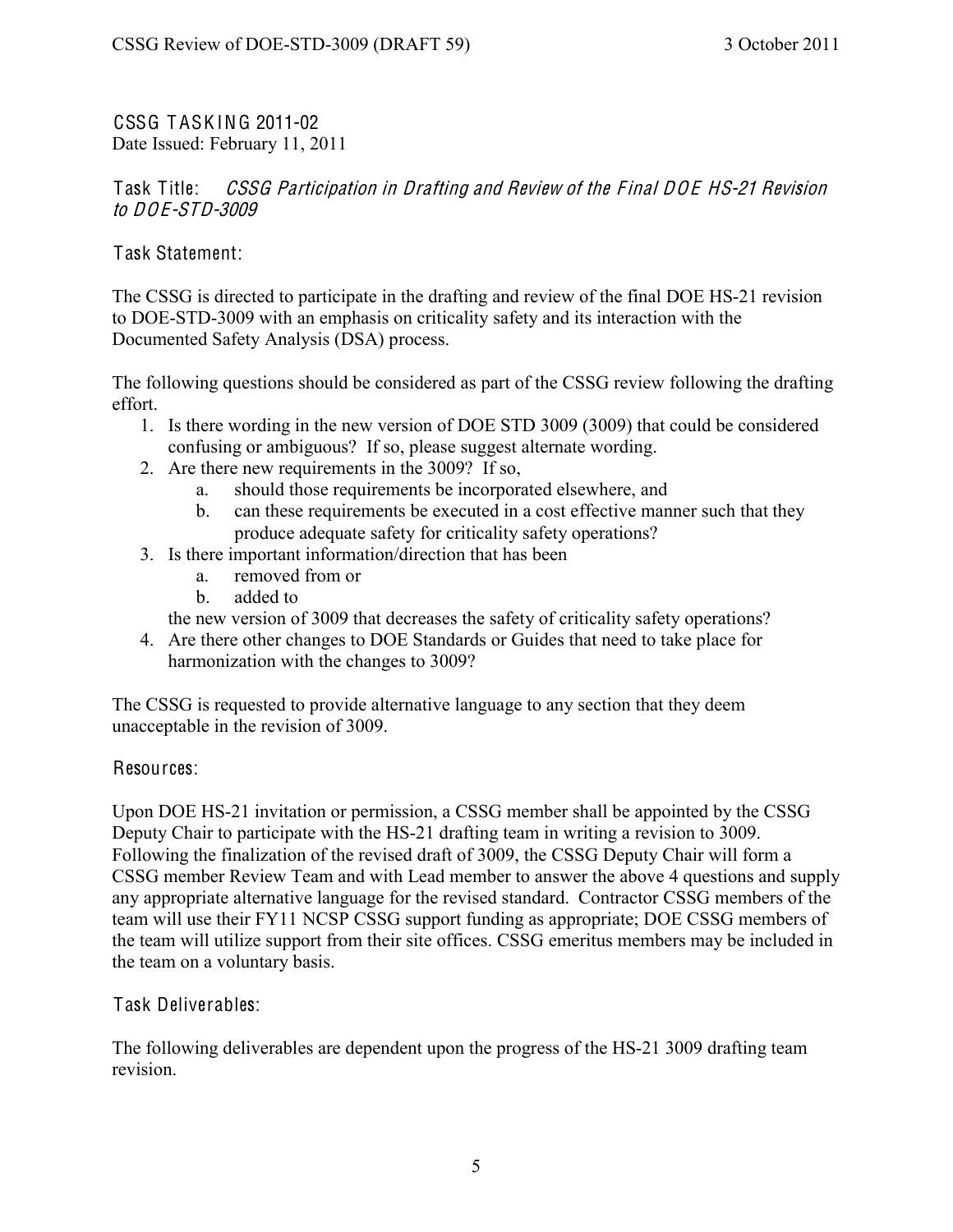## CSSG TASKING 2011-02

Date Issued: February 11, 2011

### Task Title: *CSSG Participation in Drafting and Review of the Final DOE HS-21 Revision to DOE-STD-3009*

### Task Statement:

The CSSG is directed to participate in the drafting and review of the final DOE HS-21 revision to DOE-STD-3009 with an emphasis on criticality safety and its interaction with the Documented Safety Analysis (DSA) process.

The following questions should be considered as part of the CSSG review following the drafting effort.

1. Is there wording in the new version of DOE STD 3009 (3009) that could be considered confusing or ambiguous? If so, please suggest alternate wording.
2. Are there new requirements in the 3009? If so,
    a. should those requirements be incorporated elsewhere, and
    b. can these requirements be executed in a cost effective manner such that they produce adequate safety for criticality safety operations?
3. Is there important information/direction that has been
    a. removed from or
    b. added to

    the new version of 3009 that decreases the safety of criticality safety operations?
4. Are there other changes to DOE Standards or Guides that need to take place for harmonization with the changes to 3009?

The CSSG is requested to provide alternative language to any section that they deem unacceptable in the revision of 3009.

### Resources:

Upon DOE HS-21 invitation or permission, a CSSG member shall be appointed by the CSSG Deputy Chair to participate with the HS-21 drafting team in writing a revision to 3009. Following the finalization of the revised draft of 3009, the CSSG Deputy Chair will form a CSSG member Review Team and with Lead member to answer the above 4 questions and supply any appropriate alternative language for the revised standard. Contractor CSSG members of the team will use their FY11 NCSP CSSG support funding as appropriate; DOE CSSG members of the team will utilize support from their site offices. CSSG emeritus members may be included in the team on a voluntary basis.

### Task Deliverables:

The following deliverables are dependent upon the progress of the HS-21 3009 drafting team revision.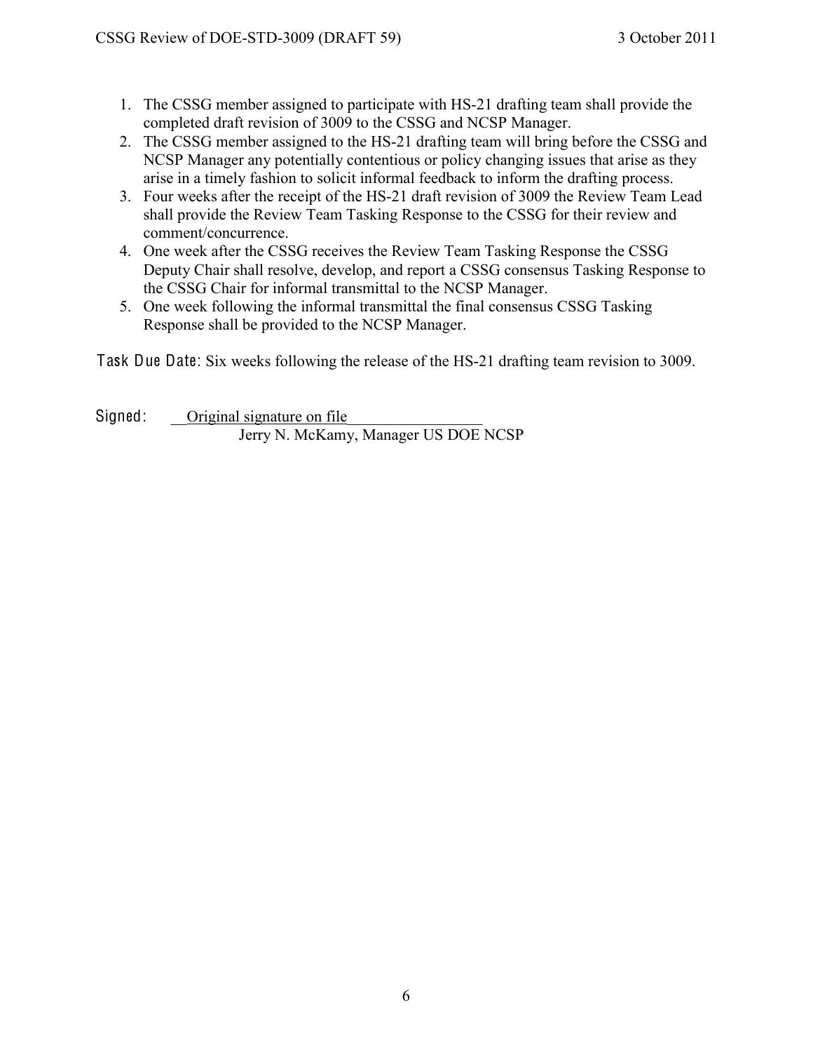1. The CSSG member assigned to participate with HS-21 drafting team shall provide the completed draft revision of 3009 to the CSSG and NCSP Manager.
2. The CSSG member assigned to the HS-21 drafting team will bring before the CSSG and NCSP Manager any potentially contentious or policy changing issues that arise as they arise in a timely fashion to solicit informal feedback to inform the drafting process.
3. Four weeks after the receipt of the HS-21 draft revision of 3009 the Review Team Lead shall provide the Review Team Tasking Response to the CSSG for their review and comment/concurrence.
4. One week after the CSSG receives the Review Team Tasking Response the CSSG Deputy Chair shall resolve, develop, and report a CSSG consensus Tasking Response to the CSSG Chair for informal transmittal to the NCSP Manager.
5. One week following the informal transmittal the final consensus CSSG Tasking Response shall be provided to the NCSP Manager.

Task Due Date: Six weeks following the release of the HS-21 drafting team revision to 3009.

Signed: Original signature on file
Jerry N. McKamy, Manager US DOE NCSP